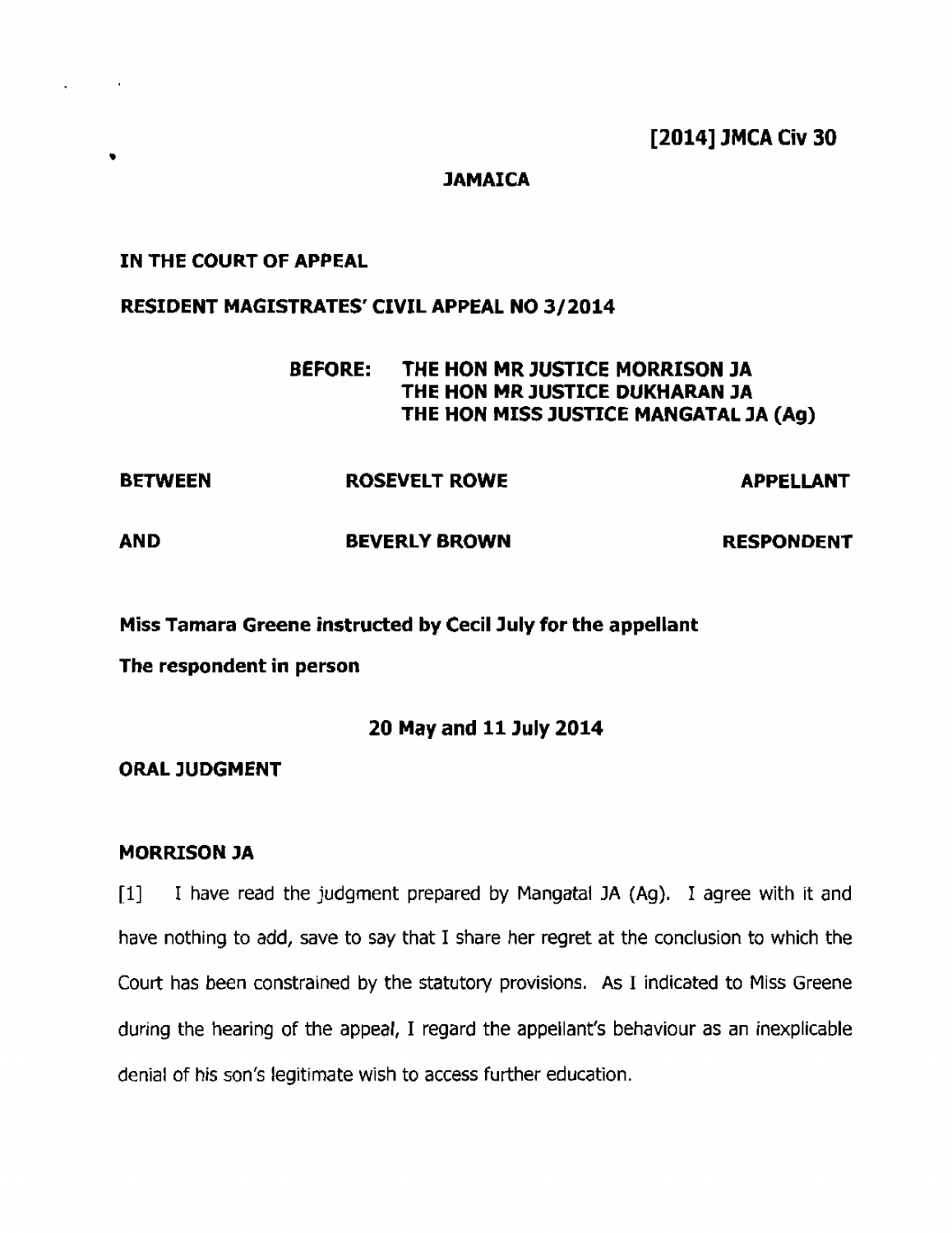**[2014] JMCA Civ 30**

**JAMAICA**

**IN THE COURT OF APPEAL**

**RESIDENT MAGISTRATES' CIVIL APPEAL NO 3/2014**

**BEFORE: THE HON MR JUSTICE MORRISON JA**
**THE HON MR JUSTICE DUKHARAN JA**
**THE HON MISS JUSTICE MANGATAL JA (Ag)**

| | | |
|---|---|---|
| **BETWEEN** | **ROSEVELT ROWE** | **APPELLANT** |
| **AND** | **BEVERLY BROWN** | **RESPONDENT** |

**Miss Tamara Greene instructed by Cecil July for the appellant**

**The respondent in person**

**20 May and 11 July 2014**

**ORAL JUDGMENT**

**MORRISON JA**

[1] I have read the judgment prepared by Mangatal JA (Ag). I agree with it and have nothing to add, save to say that I share her regret at the conclusion to which the Court has been constrained by the statutory provisions. As I indicated to Miss Greene during the hearing of the appeal, I regard the appellant's behaviour as an inexplicable denial of his son's legitimate wish to access further education.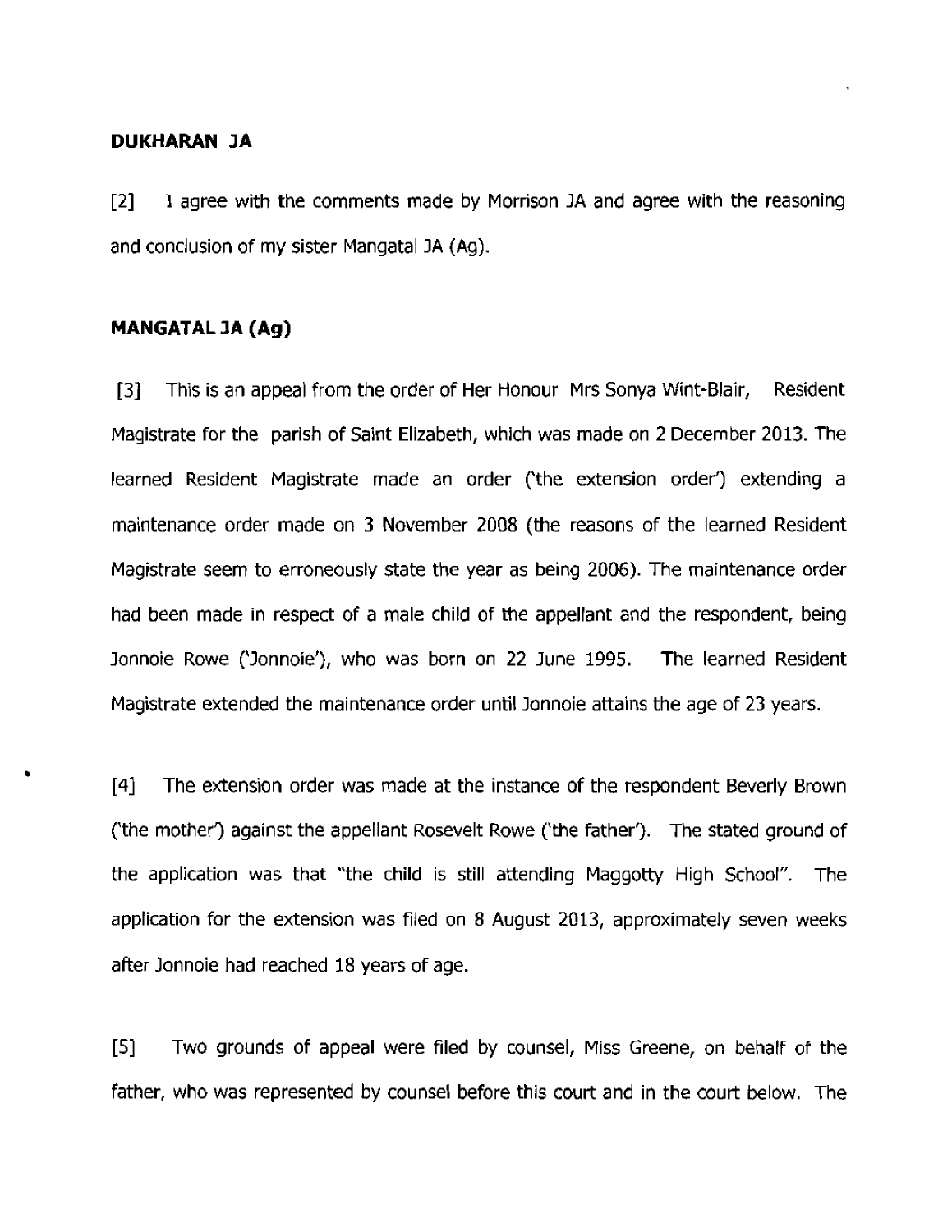**DUKHARAN JA**

[2] I agree with the comments made by Morrison JA and agree with the reasoning and conclusion of my sister Mangatal JA (Ag).

**MANGATAL JA (Ag)**

[3] This is an appeal from the order of Her Honour Mrs Sonya Wint-Blair, Resident Magistrate for the parish of Saint Elizabeth, which was made on 2 December 2013. The learned Resident Magistrate made an order ('the extension order') extending a maintenance order made on 3 November 2008 (the reasons of the learned Resident Magistrate seem to erroneously state the year as being 2006). The maintenance order had been made in respect of a male child of the appellant and the respondent, being Jonnoie Rowe ('Jonnoie'), who was born on 22 June 1995. The learned Resident Magistrate extended the maintenance order until Jonnoie attains the age of 23 years.

[4] The extension order was made at the instance of the respondent Beverly Brown ('the mother') against the appellant Rosevelt Rowe ('the father'). The stated ground of the application was that "the child is still attending Maggotty High School". The application for the extension was filed on 8 August 2013, approximately seven weeks after Jonnoie had reached 18 years of age.

[5] Two grounds of appeal were filed by counsel, Miss Greene, on behalf of the father, who was represented by counsel before this court and in the court below. The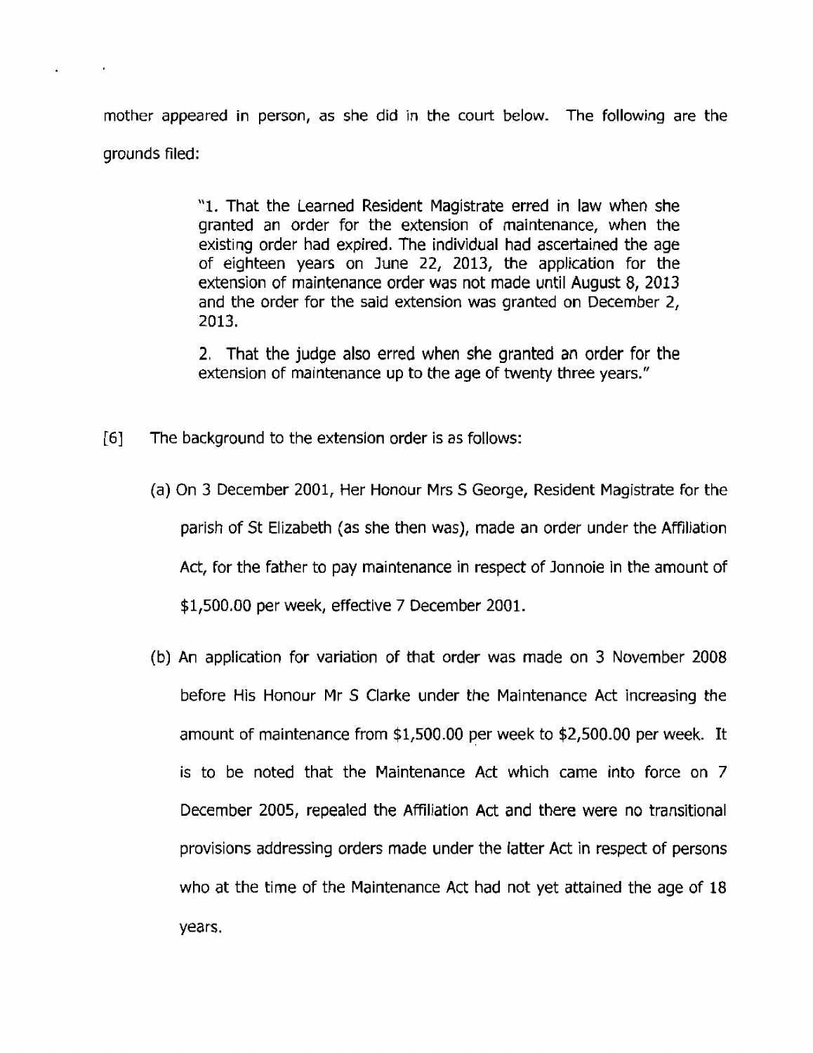mother appeared in person, as she did in the court below. The following are the grounds filed:

> "1. That the Learned Resident Magistrate erred in law when she granted an order for the extension of maintenance, when the existing order had expired. The individual had ascertained the age of eighteen years on June 22, 2013, the application for the extension of maintenance order was not made until August 8, 2013 and the order for the said extension was granted on December 2, 2013.
>
> 2. That the judge also erred when she granted an order for the extension of maintenance up to the age of twenty three years."

[6] The background to the extension order is as follows:

(a) On 3 December 2001, Her Honour Mrs S George, Resident Magistrate for the parish of St Elizabeth (as she then was), made an order under the Affiliation Act, for the father to pay maintenance in respect of Jonnoie in the amount of $1,500.00 per week, effective 7 December 2001.

(b) An application for variation of that order was made on 3 November 2008 before His Honour Mr S Clarke under the Maintenance Act increasing the amount of maintenance from $1,500.00 per week to $2,500.00 per week. It is to be noted that the Maintenance Act which came into force on 7 December 2005, repealed the Affiliation Act and there were no transitional provisions addressing orders made under the latter Act in respect of persons who at the time of the Maintenance Act had not yet attained the age of 18 years.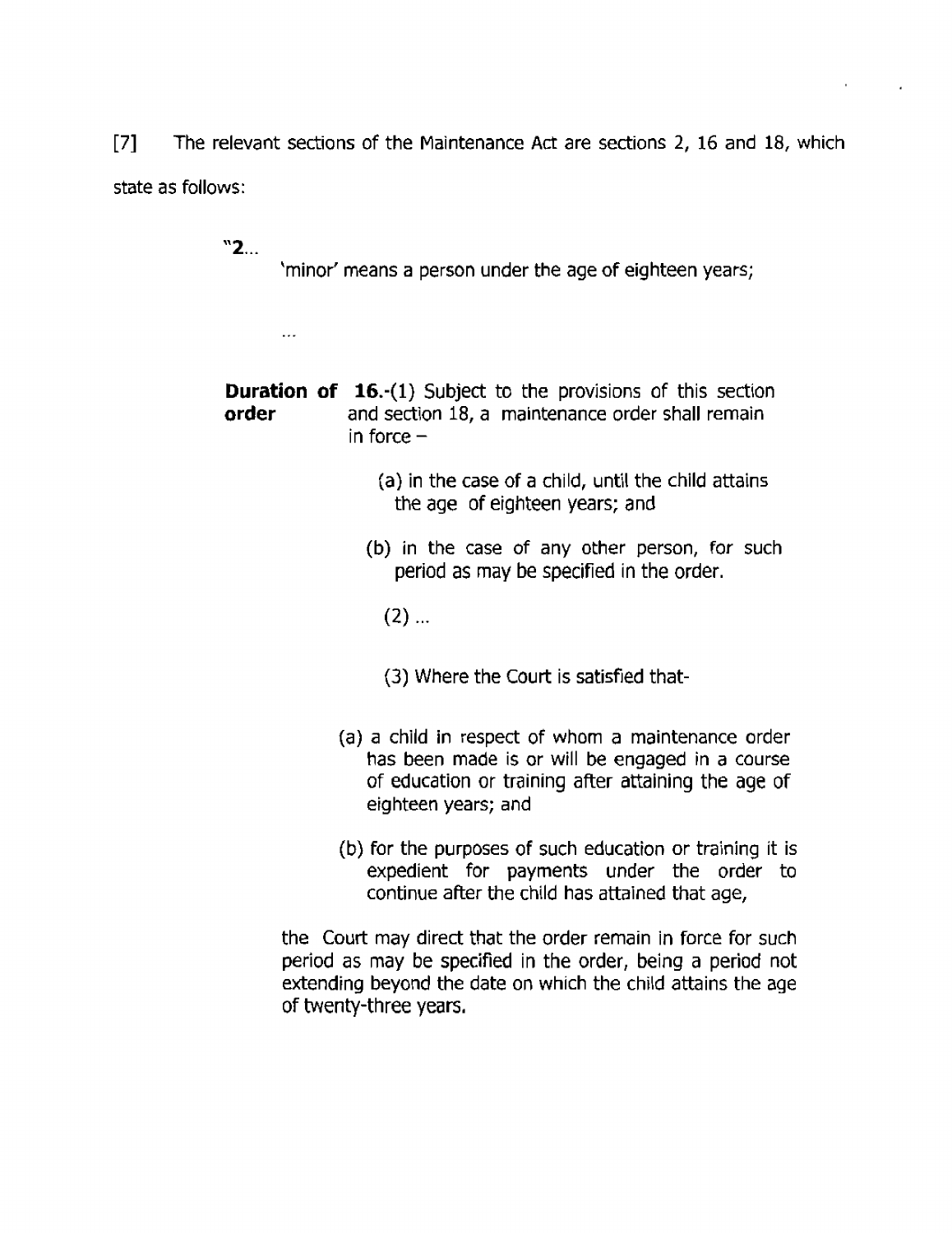[7] The relevant sections of the Maintenance Act are sections 2, 16 and 18, which state as follows:

> "**2**...
>
> 'minor' means a person under the age of eighteen years;
>
> ...
>
> **Duration of order** 16.-(1) Subject to the provisions of this section and section 18, a maintenance order shall remain in force –
>
> (a) in the case of a child, until the child attains the age of eighteen years; and
>
> (b) in the case of any other person, for such period as may be specified in the order.
>
> (2) ...
>
> (3) Where the Court is satisfied that-
>
> (a) a child in respect of whom a maintenance order has been made is or will be engaged in a course of education or training after attaining the age of eighteen years; and
>
> (b) for the purposes of such education or training it is expedient for payments under the order to continue after the child has attained that age,
>
> the Court may direct that the order remain in force for such period as may be specified in the order, being a period not extending beyond the date on which the child attains the age of twenty-three years.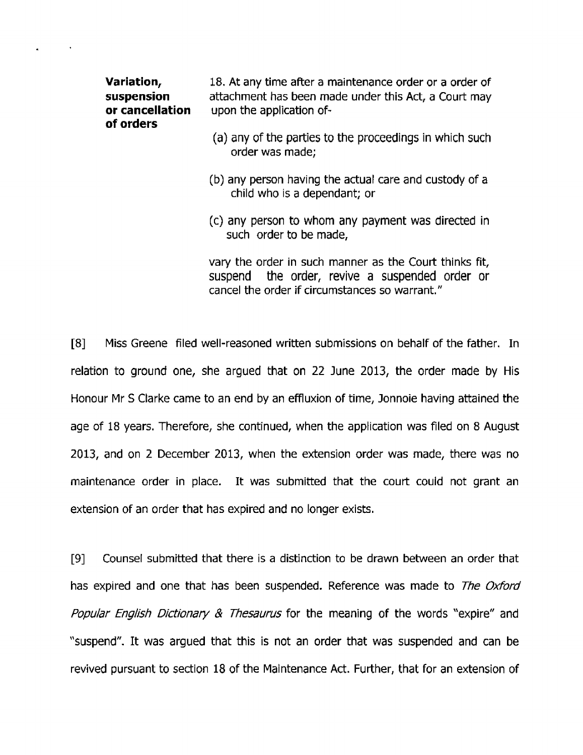**Variation, suspension or cancellation of orders**

18. At any time after a maintenance order or a order of attachment has been made under this Act, a Court may upon the application of-

(a) any of the parties to the proceedings in which such order was made;

(b) any person having the actual care and custody of a child who is a dependant; or

(c) any person to whom any payment was directed in such order to be made,

vary the order in such manner as the Court thinks fit, suspend the order, revive a suspended order or cancel the order if circumstances so warrant."

[8] Miss Greene filed well-reasoned written submissions on behalf of the father. In relation to ground one, she argued that on 22 June 2013, the order made by His Honour Mr S Clarke came to an end by an effluxion of time, Jonnoie having attained the age of 18 years. Therefore, she continued, when the application was filed on 8 August 2013, and on 2 December 2013, when the extension order was made, there was no maintenance order in place. It was submitted that the court could not grant an extension of an order that has expired and no longer exists.

[9] Counsel submitted that there is a distinction to be drawn between an order that has expired and one that has been suspended. Reference was made to *The Oxford Popular English Dictionary & Thesaurus* for the meaning of the words "expire" and "suspend". It was argued that this is not an order that was suspended and can be revived pursuant to section 18 of the Maintenance Act. Further, that for an extension of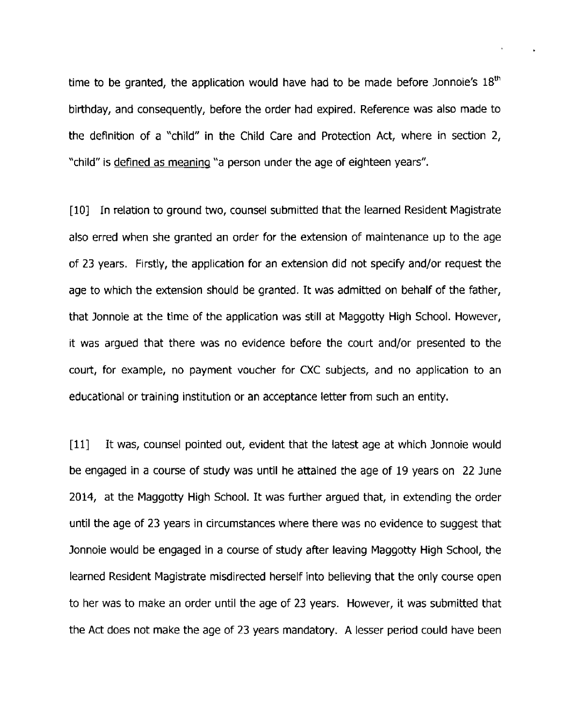time to be granted, the application would have had to be made before Jonnoie's 18th birthday, and consequently, before the order had expired. Reference was also made to the definition of a "child" in the Child Care and Protection Act, where in section 2, "child" is defined as meaning "a person under the age of eighteen years".

[10] In relation to ground two, counsel submitted that the learned Resident Magistrate also erred when she granted an order for the extension of maintenance up to the age of 23 years. Firstly, the application for an extension did not specify and/or request the age to which the extension should be granted. It was admitted on behalf of the father, that Jonnoie at the time of the application was still at Maggotty High School. However, it was argued that there was no evidence before the court and/or presented to the court, for example, no payment voucher for CXC subjects, and no application to an educational or training institution or an acceptance letter from such an entity.

[11] It was, counsel pointed out, evident that the latest age at which Jonnoie would be engaged in a course of study was until he attained the age of 19 years on 22 June 2014, at the Maggotty High School. It was further argued that, in extending the order until the age of 23 years in circumstances where there was no evidence to suggest that Jonnoie would be engaged in a course of study after leaving Maggotty High School, the learned Resident Magistrate misdirected herself into believing that the only course open to her was to make an order until the age of 23 years. However, it was submitted that the Act does not make the age of 23 years mandatory. A lesser period could have been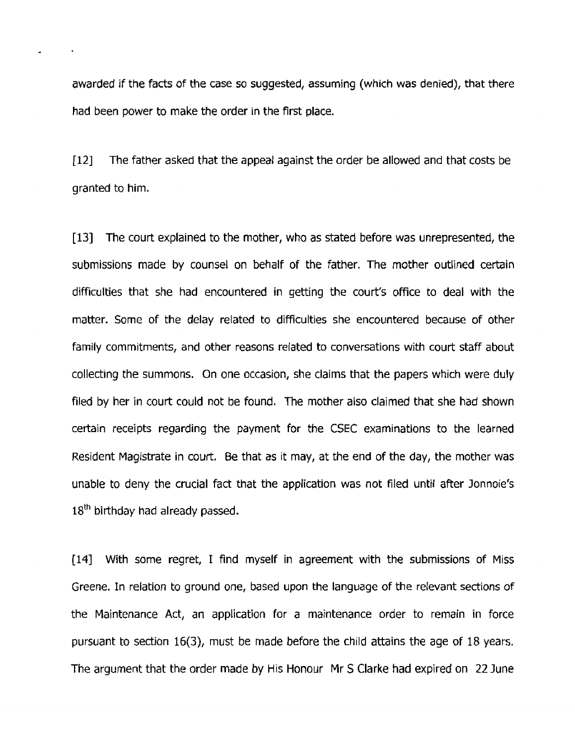awarded if the facts of the case so suggested, assuming (which was denied), that there had been power to make the order in the first place.

[12] The father asked that the appeal against the order be allowed and that costs be granted to him.

[13] The court explained to the mother, who as stated before was unrepresented, the submissions made by counsel on behalf of the father. The mother outlined certain difficulties that she had encountered in getting the court's office to deal with the matter. Some of the delay related to difficulties she encountered because of other family commitments, and other reasons related to conversations with court staff about collecting the summons. On one occasion, she claims that the papers which were duly filed by her in court could not be found. The mother also claimed that she had shown certain receipts regarding the payment for the CSEC examinations to the learned Resident Magistrate in court. Be that as it may, at the end of the day, the mother was unable to deny the crucial fact that the application was not filed until after Jonnoie's 18th birthday had already passed.

[14] With some regret, I find myself in agreement with the submissions of Miss Greene. In relation to ground one, based upon the language of the relevant sections of the Maintenance Act, an application for a maintenance order to remain in force pursuant to section 16(3), must be made before the child attains the age of 18 years. The argument that the order made by His Honour Mr S Clarke had expired on 22 June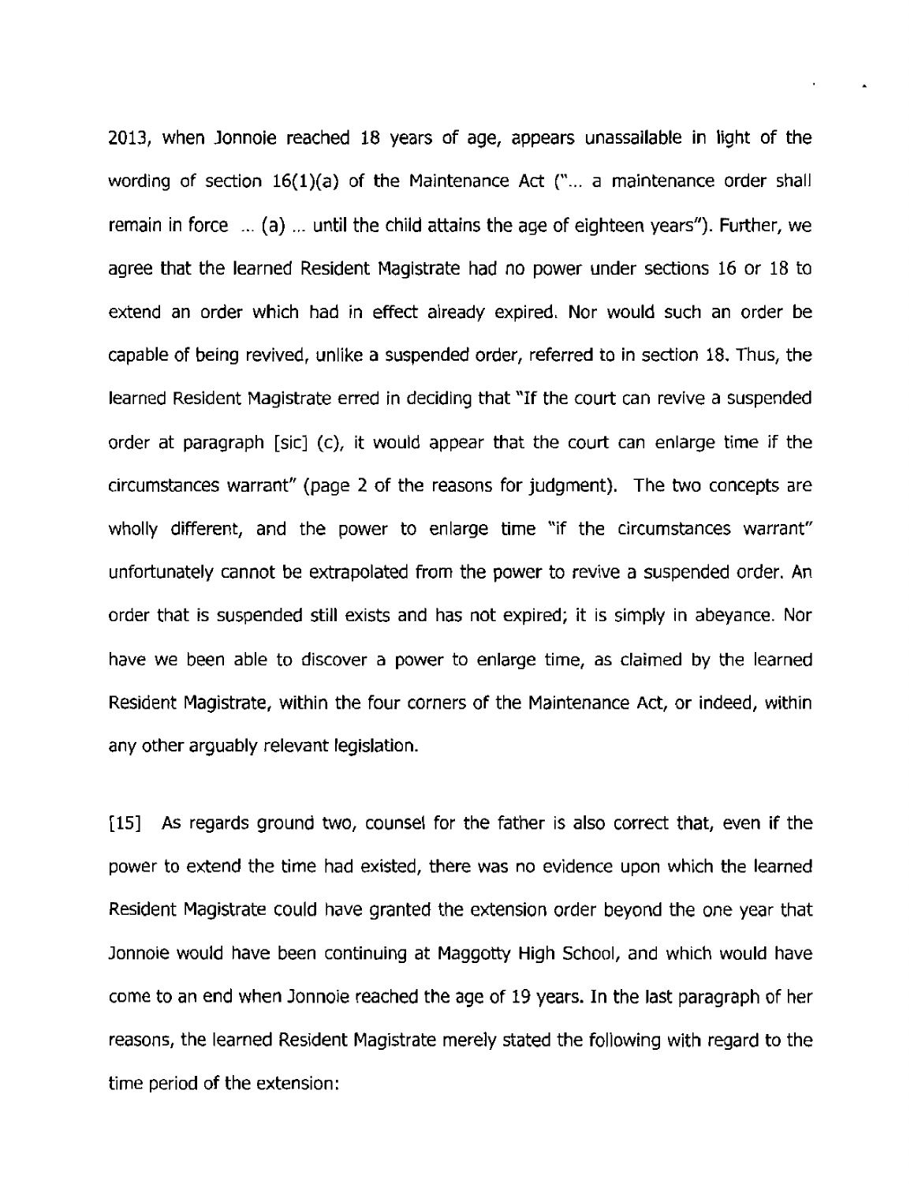2013, when Jonnoie reached 18 years of age, appears unassailable in light of the wording of section 16(1)(a) of the Maintenance Act ("... a maintenance order shall remain in force ... (a) ... until the child attains the age of eighteen years"). Further, we agree that the learned Resident Magistrate had no power under sections 16 or 18 to extend an order which had in effect already expired. Nor would such an order be capable of being revived, unlike a suspended order, referred to in section 18. Thus, the learned Resident Magistrate erred in deciding that "If the court can revive a suspended order at paragraph [sic] (c), it would appear that the court can enlarge time if the circumstances warrant" (page 2 of the reasons for judgment). The two concepts are wholly different, and the power to enlarge time "if the circumstances warrant" unfortunately cannot be extrapolated from the power to revive a suspended order. An order that is suspended still exists and has not expired; it is simply in abeyance. Nor have we been able to discover a power to enlarge time, as claimed by the learned Resident Magistrate, within the four corners of the Maintenance Act, or indeed, within any other arguably relevant legislation.

[15] As regards ground two, counsel for the father is also correct that, even if the power to extend the time had existed, there was no evidence upon which the learned Resident Magistrate could have granted the extension order beyond the one year that Jonnoie would have been continuing at Maggotty High School, and which would have come to an end when Jonnoie reached the age of 19 years. In the last paragraph of her reasons, the learned Resident Magistrate merely stated the following with regard to the time period of the extension: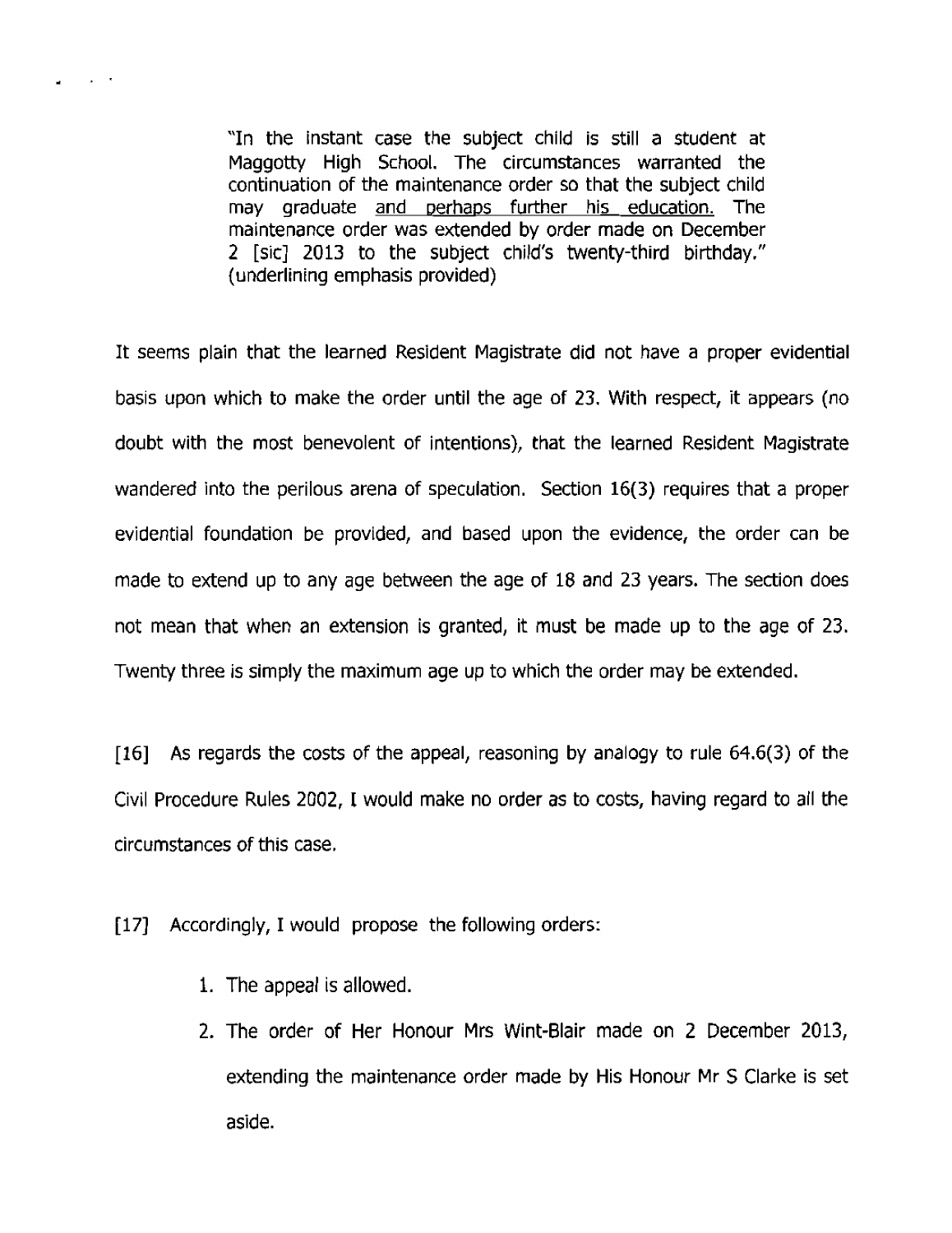> "In the instant case the subject child is still a student at Maggotty High School. The circumstances warranted the continuation of the maintenance order so that the subject child may graduate <u>and perhaps further his education.</u> The maintenance order was extended by order made on December 2 [sic] 2013 to the subject child's twenty-third birthday." (underlining emphasis provided)

It seems plain that the learned Resident Magistrate did not have a proper evidential basis upon which to make the order until the age of 23. With respect, it appears (no doubt with the most benevolent of intentions), that the learned Resident Magistrate wandered into the perilous arena of speculation. Section 16(3) requires that a proper evidential foundation be provided, and based upon the evidence, the order can be made to extend up to any age between the age of 18 and 23 years. The section does not mean that when an extension is granted, it must be made up to the age of 23. Twenty three is simply the maximum age up to which the order may be extended.

[16] As regards the costs of the appeal, reasoning by analogy to rule 64.6(3) of the Civil Procedure Rules 2002, I would make no order as to costs, having regard to all the circumstances of this case.

[17] Accordingly, I would propose the following orders:

1. The appeal is allowed.
2. The order of Her Honour Mrs Wint-Blair made on 2 December 2013, extending the maintenance order made by His Honour Mr S Clarke is set aside.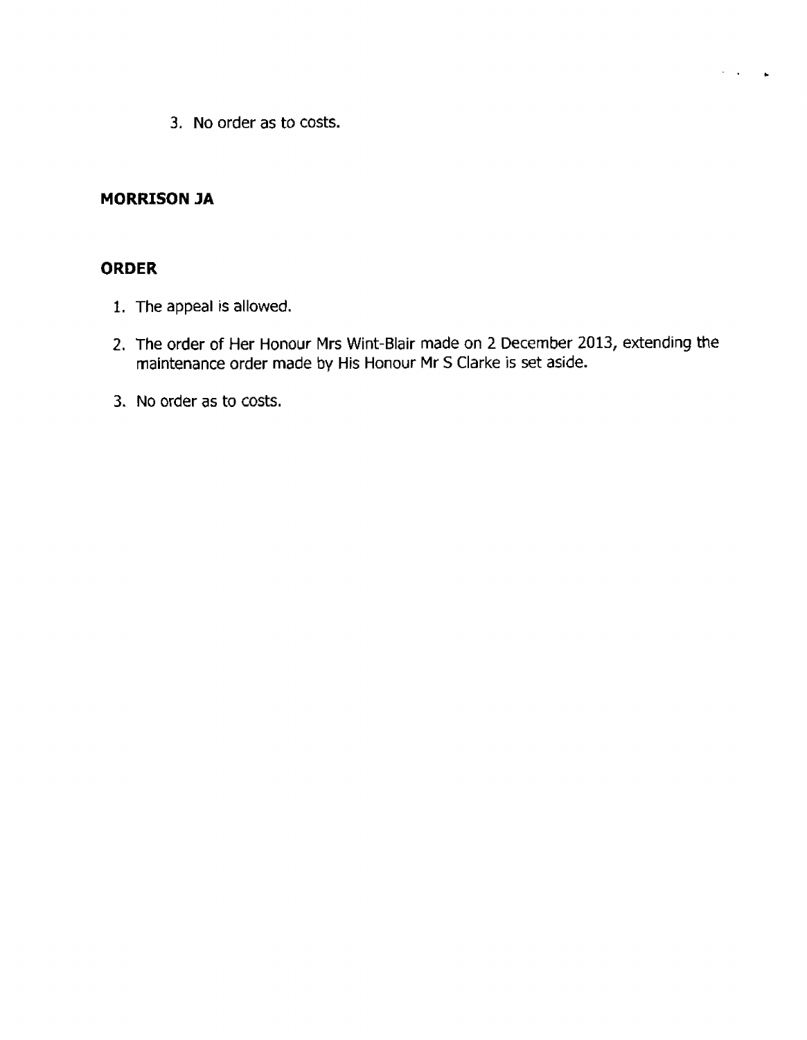3. No order as to costs.

**MORRISON JA**

**ORDER**

1. The appeal is allowed.
2. The order of Her Honour Mrs Wint-Blair made on 2 December 2013, extending the maintenance order made by His Honour Mr S Clarke is set aside.
3. No order as to costs.